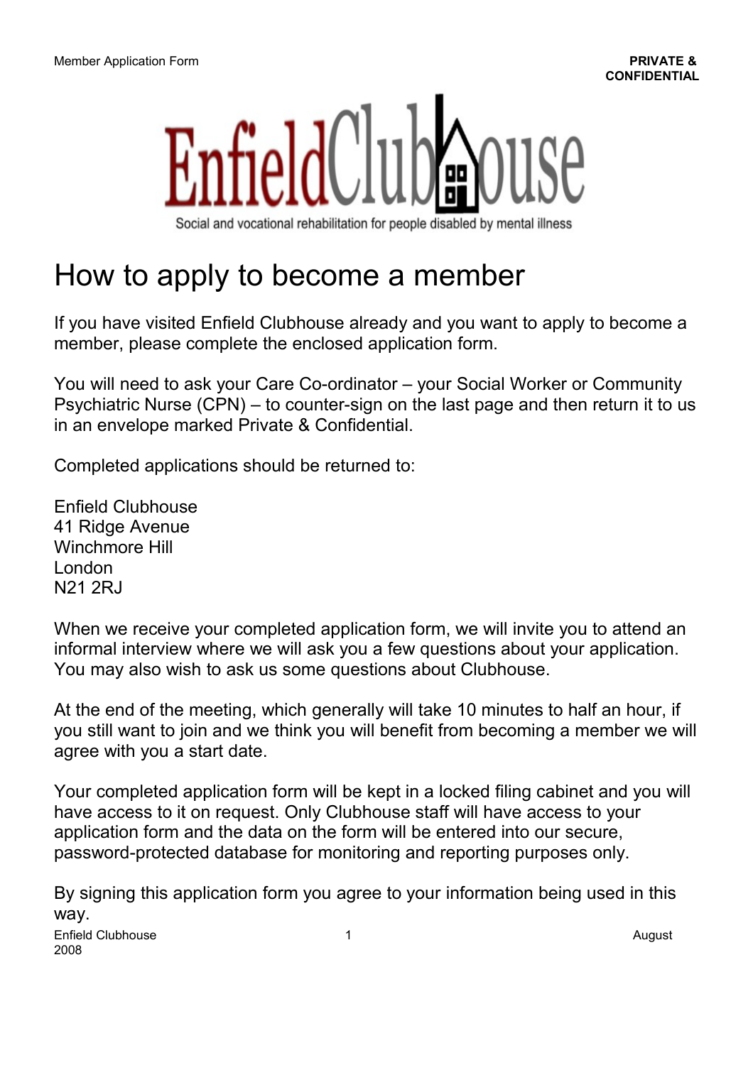Enfield Clubhouse

Social and vocational rehabilitation for people disabled by mental illness

# How to apply to become a member

If you have visited Enfield Clubhouse already and you want to apply to become a member, please complete the enclosed application form.

You will need to ask your Care Co-ordinator – your Social Worker or Community Psychiatric Nurse (CPN) – to counter-sign on the last page and then return it to us in an envelope marked Private & Confidential.

Completed applications should be returned to:

Enfield Clubhouse
41 Ridge Avenue
Winchmore Hill
London
N21 2RJ

When we receive your completed application form, we will invite you to attend an informal interview where we will ask you a few questions about your application. You may also wish to ask us some questions about Clubhouse.

At the end of the meeting, which generally will take 10 minutes to half an hour, if you still want to join and we think you will benefit from becoming a member we will agree with you a start date.

Your completed application form will be kept in a locked filing cabinet and you will have access to it on request. Only Clubhouse staff will have access to your application form and the data on the form will be entered into our secure, password-protected database for monitoring and reporting purposes only.

By signing this application form you agree to your information being used in this way.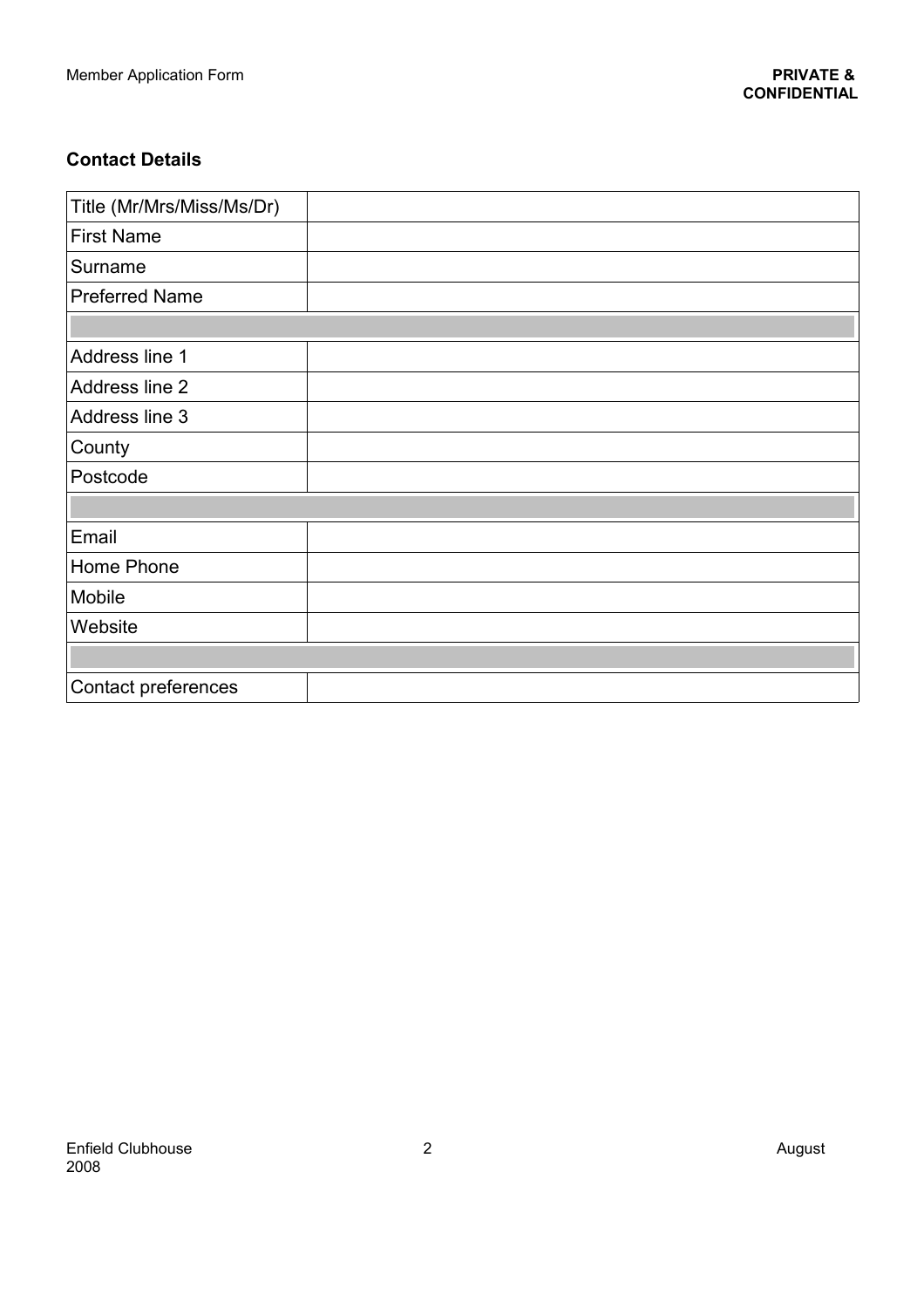## Contact Details

| Title (Mr/Mrs/Miss/Ms/Dr) | |
|---|---|
| First Name | |
| Surname | |
| Preferred Name | |
| | |
| Address line 1 | |
| Address line 2 | |
| Address line 3 | |
| County | |
| Postcode | |
| | |
| Email | |
| Home Phone | |
| Mobile | |
| Website | |
| | |
| Contact preferences | |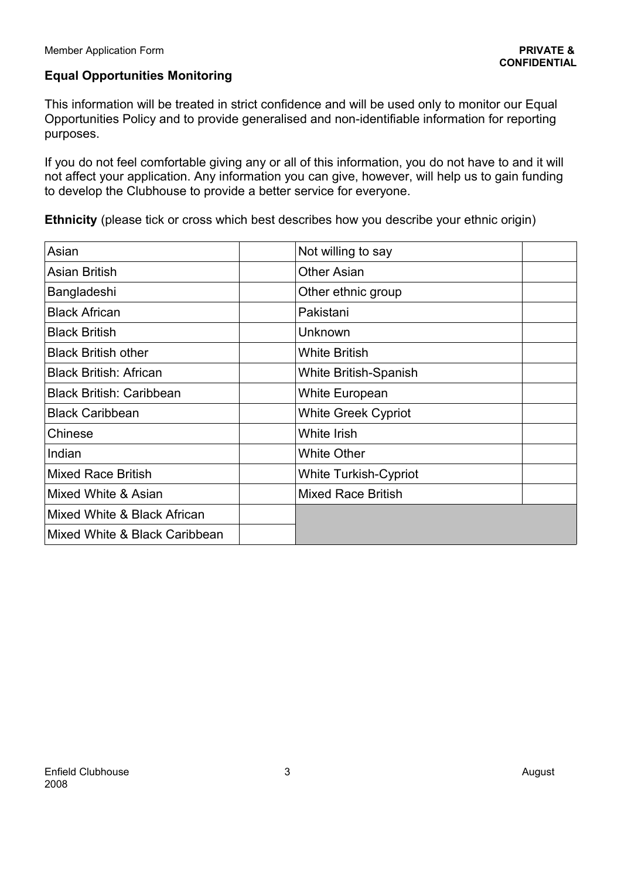## Equal Opportunities Monitoring

This information will be treated in strict confidence and will be used only to monitor our Equal Opportunities Policy and to provide generalised and non-identifiable information for reporting purposes.

If you do not feel comfortable giving any or all of this information, you do not have to and it will not affect your application. Any information you can give, however, will help us to gain funding to develop the Clubhouse to provide a better service for everyone.

**Ethnicity** (please tick or cross which best describes how you describe your ethnic origin)

| | | | |
|---|---|---|---|
| Asian | | Not willing to say | |
| Asian British | | Other Asian | |
| Bangladeshi | | Other ethnic group | |
| Black African | | Pakistani | |
| Black British | | Unknown | |
| Black British other | | White British | |
| Black British: African | | White British-Spanish | |
| Black British: Caribbean | | White European | |
| Black Caribbean | | White Greek Cypriot | |
| Chinese | | White Irish | |
| Indian | | White Other | |
| Mixed Race British | | White Turkish-Cypriot | |
| Mixed White & Asian | | Mixed Race British | |
| Mixed White & Black African | | | |
| Mixed White & Black Caribbean | | | |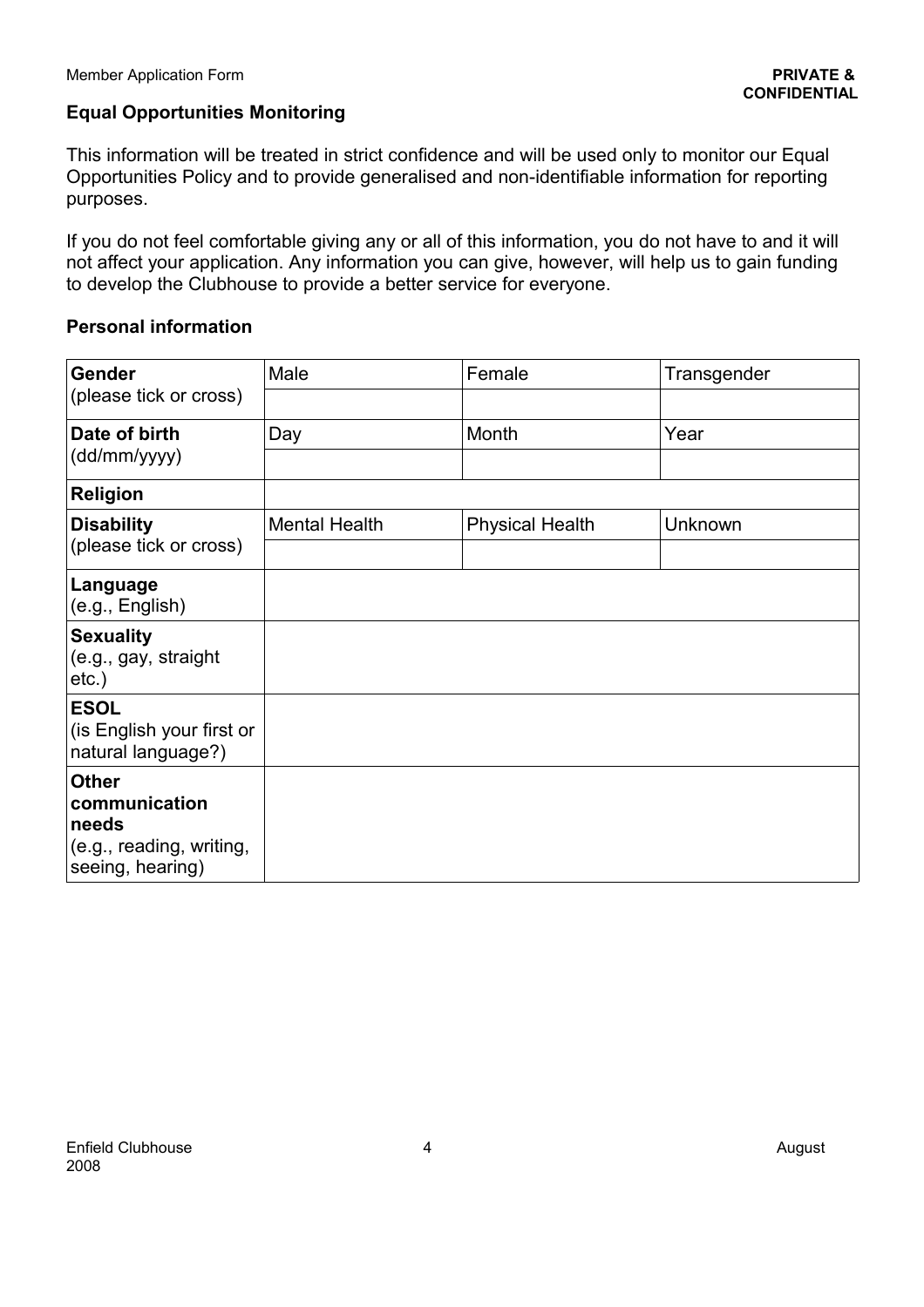**PRIVATE & CONFIDENTIAL**

## Equal Opportunities Monitoring

This information will be treated in strict confidence and will be used only to monitor our Equal Opportunities Policy and to provide generalised and non-identifiable information for reporting purposes.

If you do not feel comfortable giving any or all of this information, you do not have to and it will not affect your application. Any information you can give, however, will help us to gain funding to develop the Clubhouse to provide a better service for everyone.

### Personal information

| | | | |
|---|---|---|---|
| **Gender** (please tick or cross) | Male | Female | Transgender |
| | | | |
| **Date of birth** (dd/mm/yyyy) | Day | Month | Year |
| | | | |
| **Religion** | | | |
| **Disability** (please tick or cross) | Mental Health | Physical Health | Unknown |
| | | | |
| **Language** (e.g., English) | | | |
| **Sexuality** (e.g., gay, straight etc.) | | | |
| **ESOL** (is English your first or natural language?) | | | |
| **Other communication needs** (e.g., reading, writing, seeing, hearing) | | | |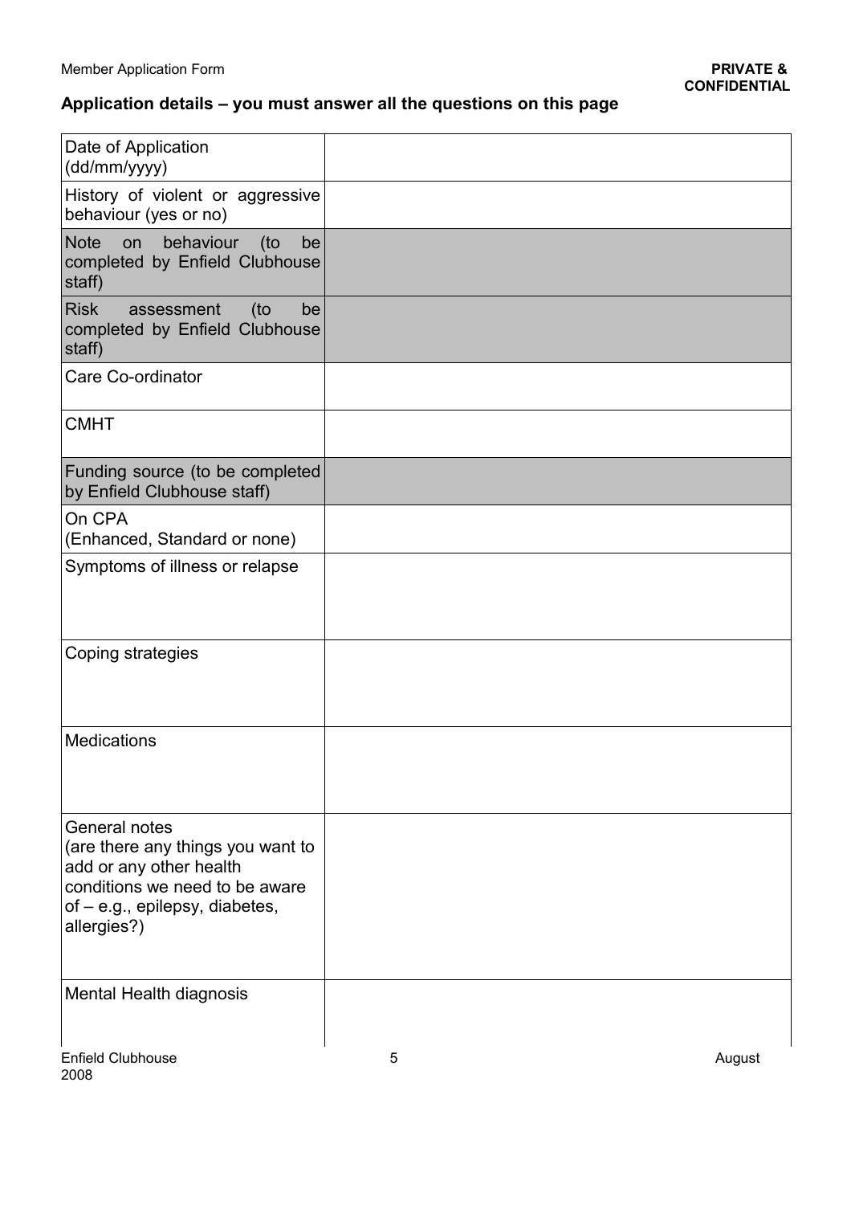**Application details – you must answer all the questions on this page**

| | |
|---|---|
| Date of Application (dd/mm/yyyy) | |
| History of violent or aggressive behaviour (yes or no) | |
| Note on behaviour (to be completed by Enfield Clubhouse staff) | |
| Risk assessment (to be completed by Enfield Clubhouse staff) | |
| Care Co-ordinator | |
| CMHT | |
| Funding source (to be completed by Enfield Clubhouse staff) | |
| On CPA (Enhanced, Standard or none) | |
| Symptoms of illness or relapse | |
| Coping strategies | |
| Medications | |
| General notes (are there any things you want to add or any other health conditions we need to be aware of – e.g., epilepsy, diabetes, allergies?) | |
| Mental Health diagnosis | |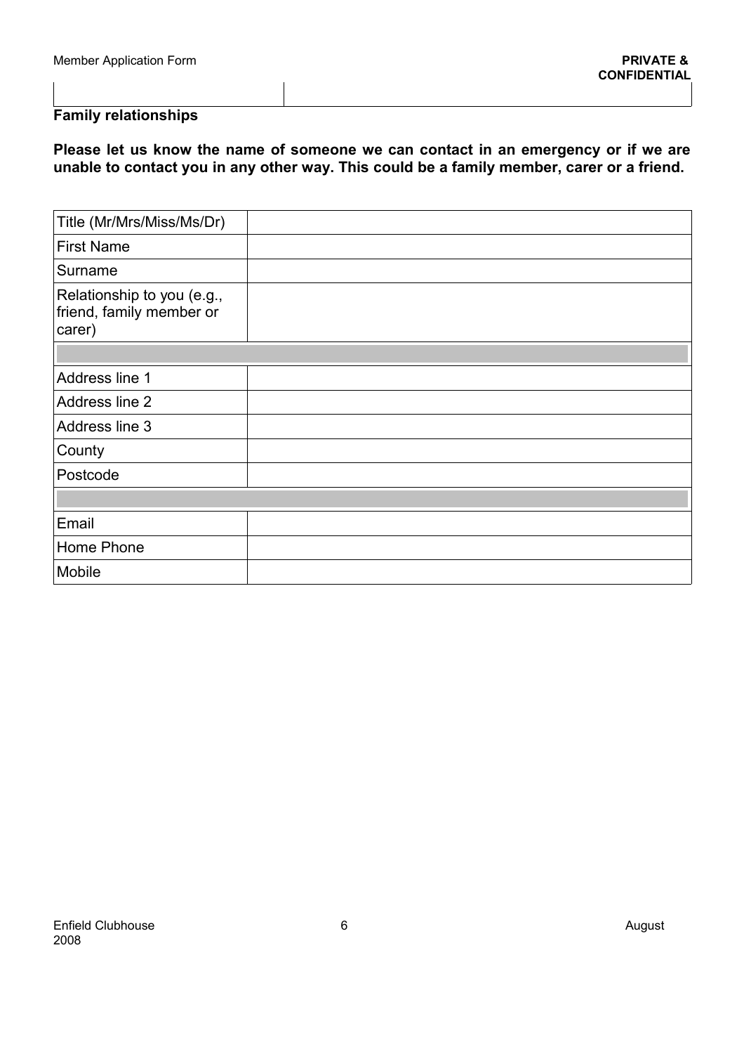## Family relationships

**Please let us know the name of someone we can contact in an emergency or if we are unable to contact you in any other way. This could be a family member, carer or a friend.**

| | |
|---|---|
| Title (Mr/Mrs/Miss/Ms/Dr) | |
| First Name | |
| Surname | |
| Relationship to you (e.g., friend, family member or carer) | |
| | |
| Address line 1 | |
| Address line 2 | |
| Address line 3 | |
| County | |
| Postcode | |
| | |
| Email | |
| Home Phone | |
| Mobile | |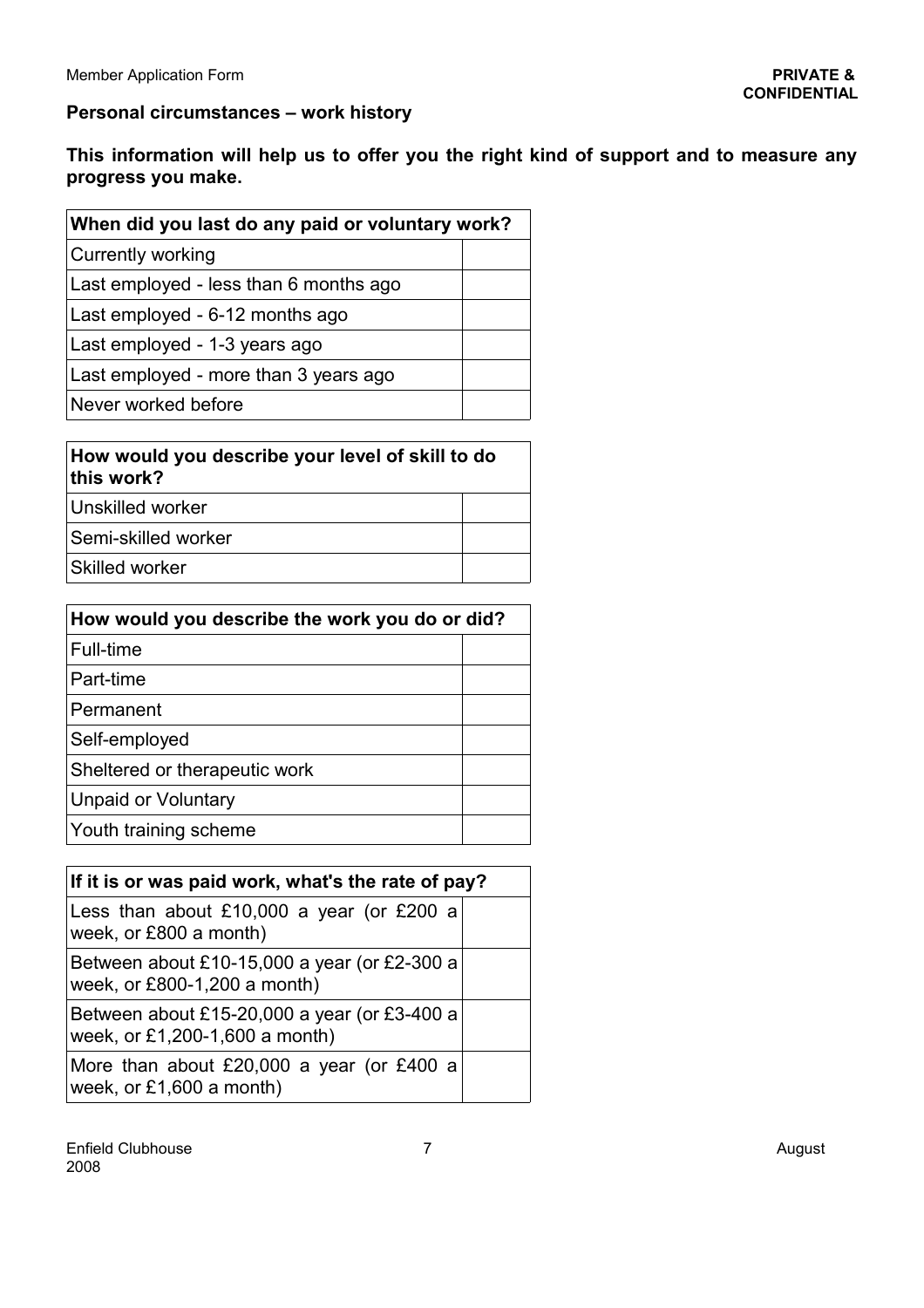## Personal circumstances – work history

**This information will help us to offer you the right kind of support and to measure any progress you make.**

| When did you last do any paid or voluntary work? | |
|---|---|
| Currently working | |
| Last employed - less than 6 months ago | |
| Last employed - 6-12 months ago | |
| Last employed - 1-3 years ago | |
| Last employed - more than 3 years ago | |
| Never worked before | |

| How would you describe your level of skill to do this work? | |
|---|---|
| Unskilled worker | |
| Semi-skilled worker | |
| Skilled worker | |

| How would you describe the work you do or did? | |
|---|---|
| Full-time | |
| Part-time | |
| Permanent | |
| Self-employed | |
| Sheltered or therapeutic work | |
| Unpaid or Voluntary | |
| Youth training scheme | |

| If it is or was paid work, what's the rate of pay? | |
|---|---|
| Less than about £10,000 a year (or £200 a week, or £800 a month) | |
| Between about £10-15,000 a year (or £2-300 a week, or £800-1,200 a month) | |
| Between about £15-20,000 a year (or £3-400 a week, or £1,200-1,600 a month) | |
| More than about £20,000 a year (or £400 a week, or £1,600 a month) | |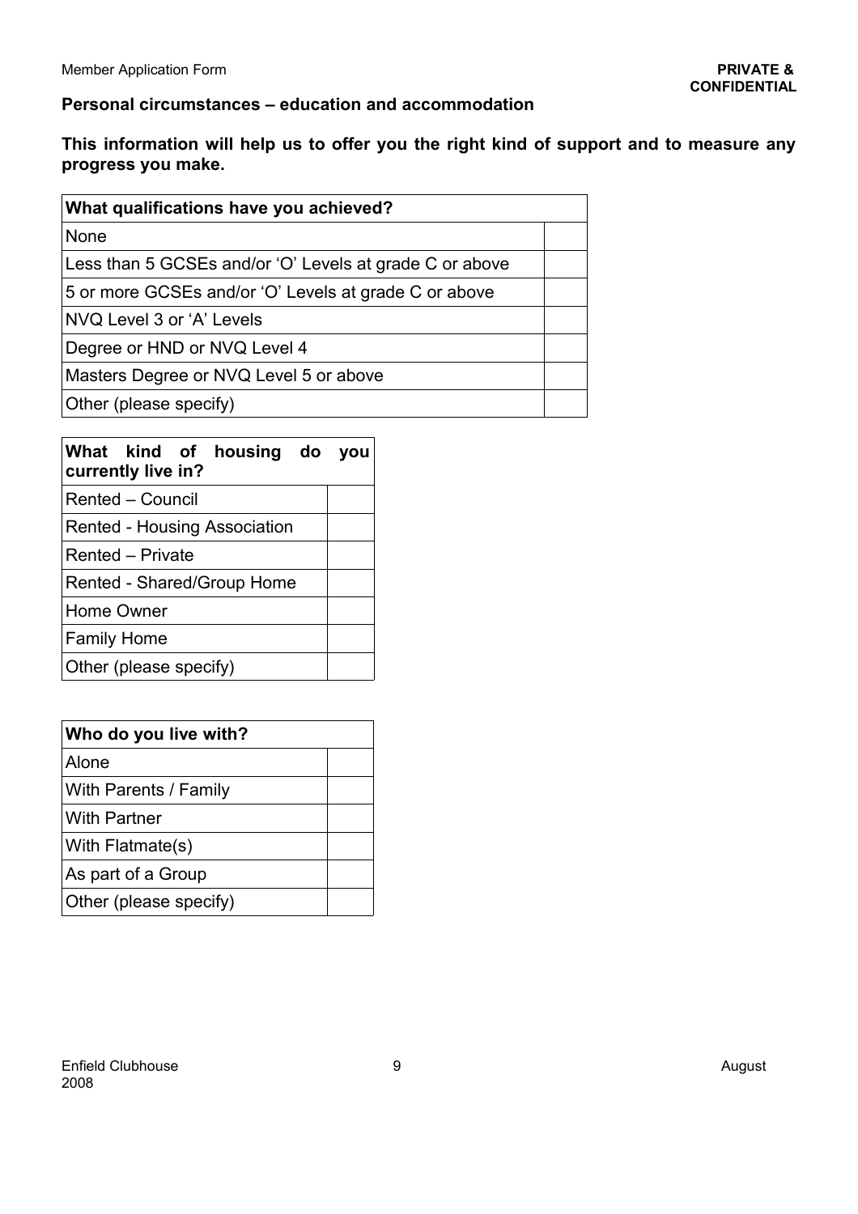## Personal circumstances – education and accommodation

**This information will help us to offer you the right kind of support and to measure any progress you make.**

| What qualifications have you achieved? | |
|---|---|
| None | |
| Less than 5 GCSEs and/or ‘O’ Levels at grade C or above | |
| 5 or more GCSEs and/or ‘O’ Levels at grade C or above | |
| NVQ Level 3 or ‘A’ Levels | |
| Degree or HND or NVQ Level 4 | |
| Masters Degree or NVQ Level 5 or above | |
| Other (please specify) | |

| What kind of housing do you currently live in? | |
|---|---|
| Rented – Council | |
| Rented - Housing Association | |
| Rented – Private | |
| Rented - Shared/Group Home | |
| Home Owner | |
| Family Home | |
| Other (please specify) | |

| Who do you live with? | |
|---|---|
| Alone | |
| With Parents / Family | |
| With Partner | |
| With Flatmate(s) | |
| As part of a Group | |
| Other (please specify) | |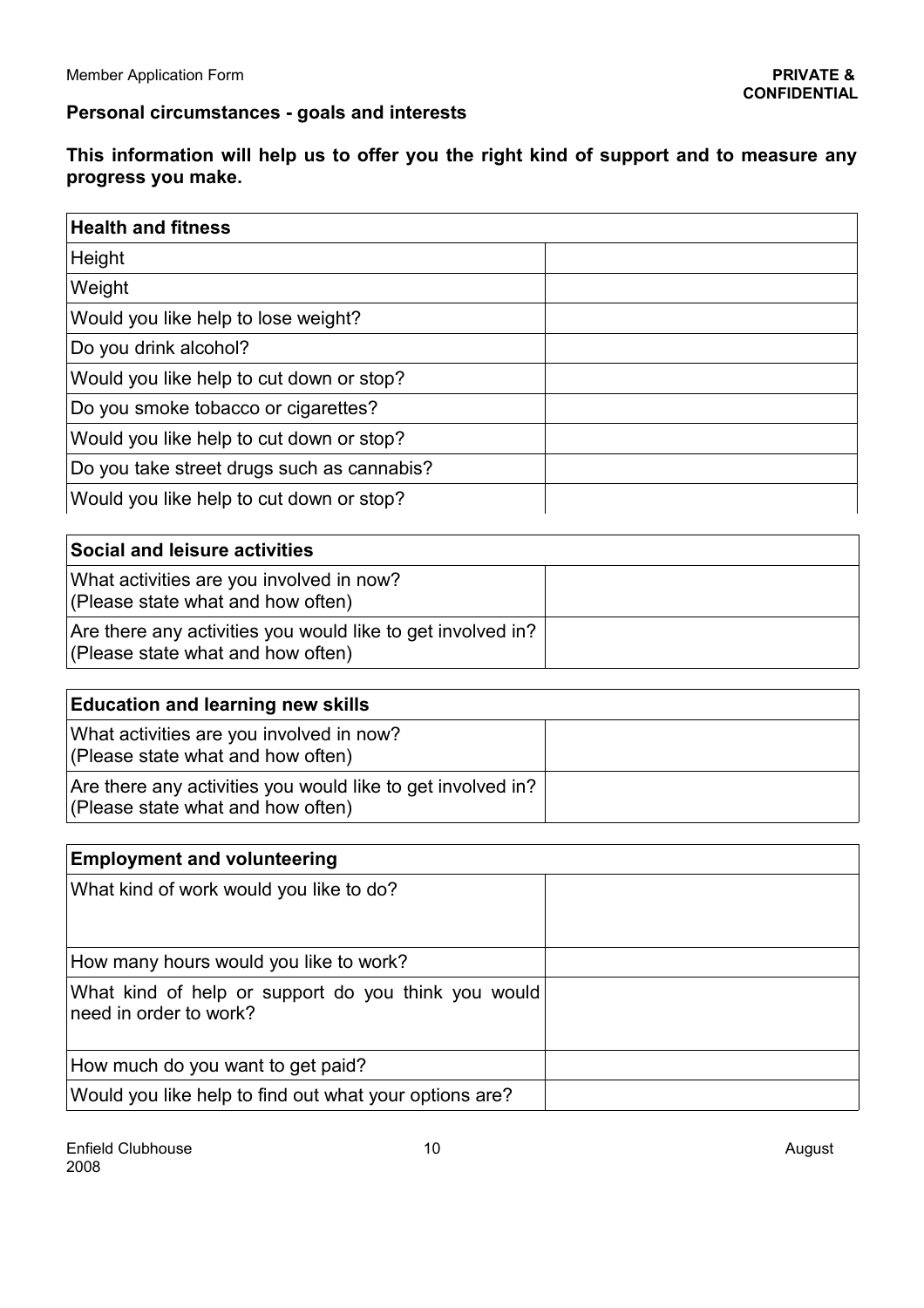**Personal circumstances - goals and interests**

**This information will help us to offer you the right kind of support and to measure any progress you make.**

| **Health and fitness** | |
|---|---|
| Height | |
| Weight | |
| Would you like help to lose weight? | |
| Do you drink alcohol? | |
| Would you like help to cut down or stop? | |
| Do you smoke tobacco or cigarettes? | |
| Would you like help to cut down or stop? | |
| Do you take street drugs such as cannabis? | |
| Would you like help to cut down or stop? | |

| **Social and leisure activities** | |
|---|---|
| What activities are you involved in now?<br>(Please state what and how often) | |
| Are there any activities you would like to get involved in?<br>(Please state what and how often) | |

| **Education and learning new skills** | |
|---|---|
| What activities are you involved in now?<br>(Please state what and how often) | |
| Are there any activities you would like to get involved in?<br>(Please state what and how often) | |

| **Employment and volunteering** | |
|---|---|
| What kind of work would you like to do? | |
| How many hours would you like to work? | |
| What kind of help or support do you think you would need in order to work? | |
| How much do you want to get paid? | |
| Would you like help to find out what your options are? | |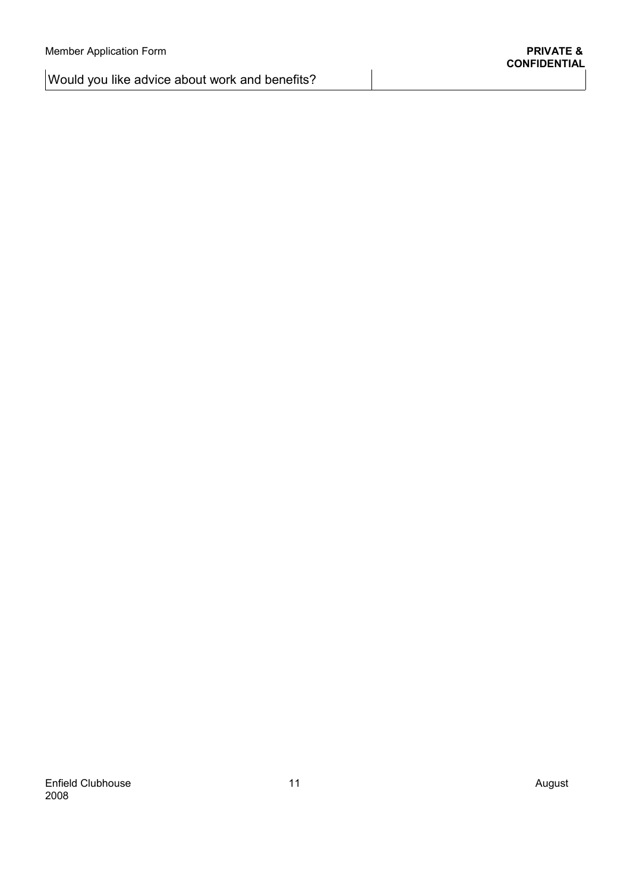| Would you like advice about work and benefits? | |
| --- | --- |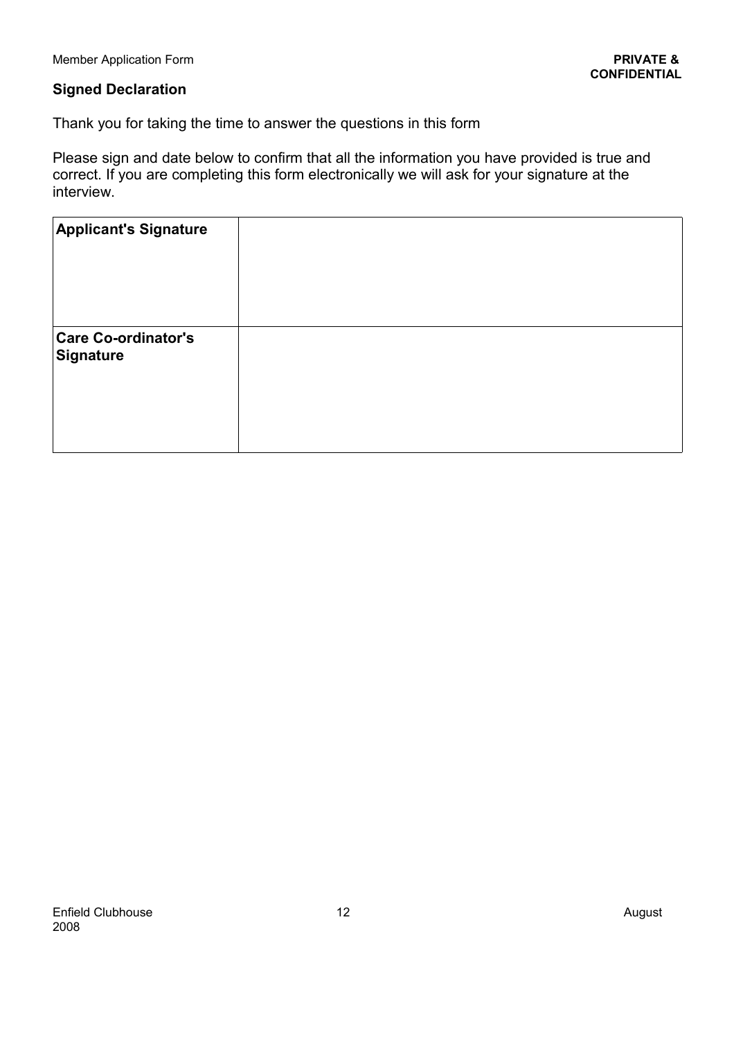## Signed Declaration

Thank you for taking the time to answer the questions in this form

Please sign and date below to confirm that all the information you have provided is true and correct. If you are completing this form electronically we will ask for your signature at the interview.

| | |
|---|---|
| **Applicant's Signature** | |
| **Care Co-ordinator's Signature** | |